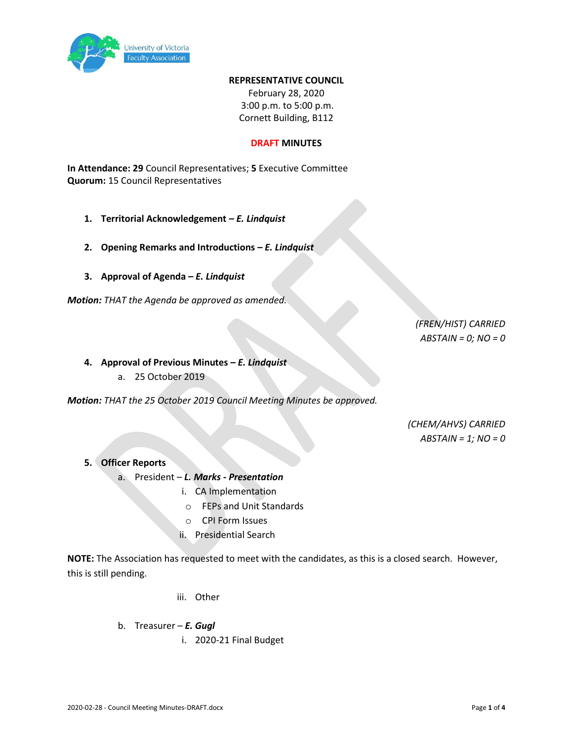University of Victoria Faculty Association

**REPRESENTATIVE COUNCIL**
February 28, 2020
3:00 p.m. to 5:00 p.m.
Cornett Building, B112

**DRAFT MINUTES**

**In Attendance: 29** Council Representatives; **5** Executive Committee
**Quorum:** 15 Council Representatives

1. **Territorial Acknowledgement – *E. Lindquist***

2. **Opening Remarks and Introductions – *E. Lindquist***

3. **Approval of Agenda – *E. Lindquist***

***Motion:*** *THAT the Agenda be approved as amended.*

*(FREN/HIST) CARRIED*
*ABSTAIN = 0; NO = 0*

4. **Approval of Previous Minutes – *E. Lindquist***
   a. 25 October 2019

***Motion:*** *THAT the 25 October 2019 Council Meeting Minutes be approved.*

*(CHEM/AHVS) CARRIED*
*ABSTAIN = 1; NO = 0*

5. **Officer Reports**
   a. President – ***L. Marks - Presentation***
      i. CA Implementation
         - FEPs and Unit Standards
         - CPI Form Issues
      ii. Presidential Search

**NOTE:** The Association has requested to meet with the candidates, as this is a closed search. However, this is still pending.

      iii. Other

   b. Treasurer – ***E. Gugl***
      i. 2020-21 Final Budget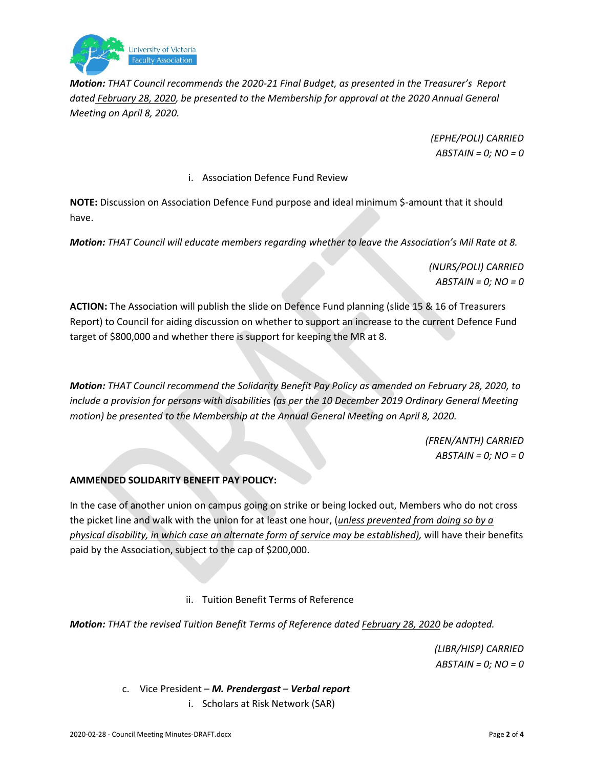***Motion:*** *THAT Council recommends the 2020-21 Final Budget, as presented in the Treasurer's Report dated February 28, 2020, be presented to the Membership for approval at the 2020 Annual General Meeting on April 8, 2020.*

*(EPHE/POLI) CARRIED*
*ABSTAIN = 0; NO = 0*

i. Association Defence Fund Review

**NOTE:** Discussion on Association Defence Fund purpose and ideal minimum $-amount that it should have.

***Motion:*** *THAT Council will educate members regarding whether to leave the Association's Mil Rate at 8.*

*(NURS/POLI) CARRIED*
*ABSTAIN = 0; NO = 0*

**ACTION:** The Association will publish the slide on Defence Fund planning (slide 15 & 16 of Treasurers Report) to Council for aiding discussion on whether to support an increase to the current Defence Fund target of $800,000 and whether there is support for keeping the MR at 8.

***Motion:*** *THAT Council recommend the Solidarity Benefit Pay Policy as amended on February 28, 2020, to include a provision for persons with disabilities (as per the 10 December 2019 Ordinary General Meeting motion) be presented to the Membership at the Annual General Meeting on April 8, 2020.*

*(FREN/ANTH) CARRIED*
*ABSTAIN = 0; NO = 0*

**AMMENDED SOLIDARITY BENEFIT PAY POLICY:**

In the case of another union on campus going on strike or being locked out, Members who do not cross the picket line and walk with the union for at least one hour, (*unless prevented from doing so by a physical disability, in which case an alternate form of service may be established)*, will have their benefits paid by the Association, subject to the cap of $200,000.

ii. Tuition Benefit Terms of Reference

***Motion:*** *THAT the revised Tuition Benefit Terms of Reference dated February 28, 2020 be adopted.*

*(LIBR/HISP) CARRIED*
*ABSTAIN = 0; NO = 0*

c. Vice President – ***M. Prendergast*** – ***Verbal report***

i. Scholars at Risk Network (SAR)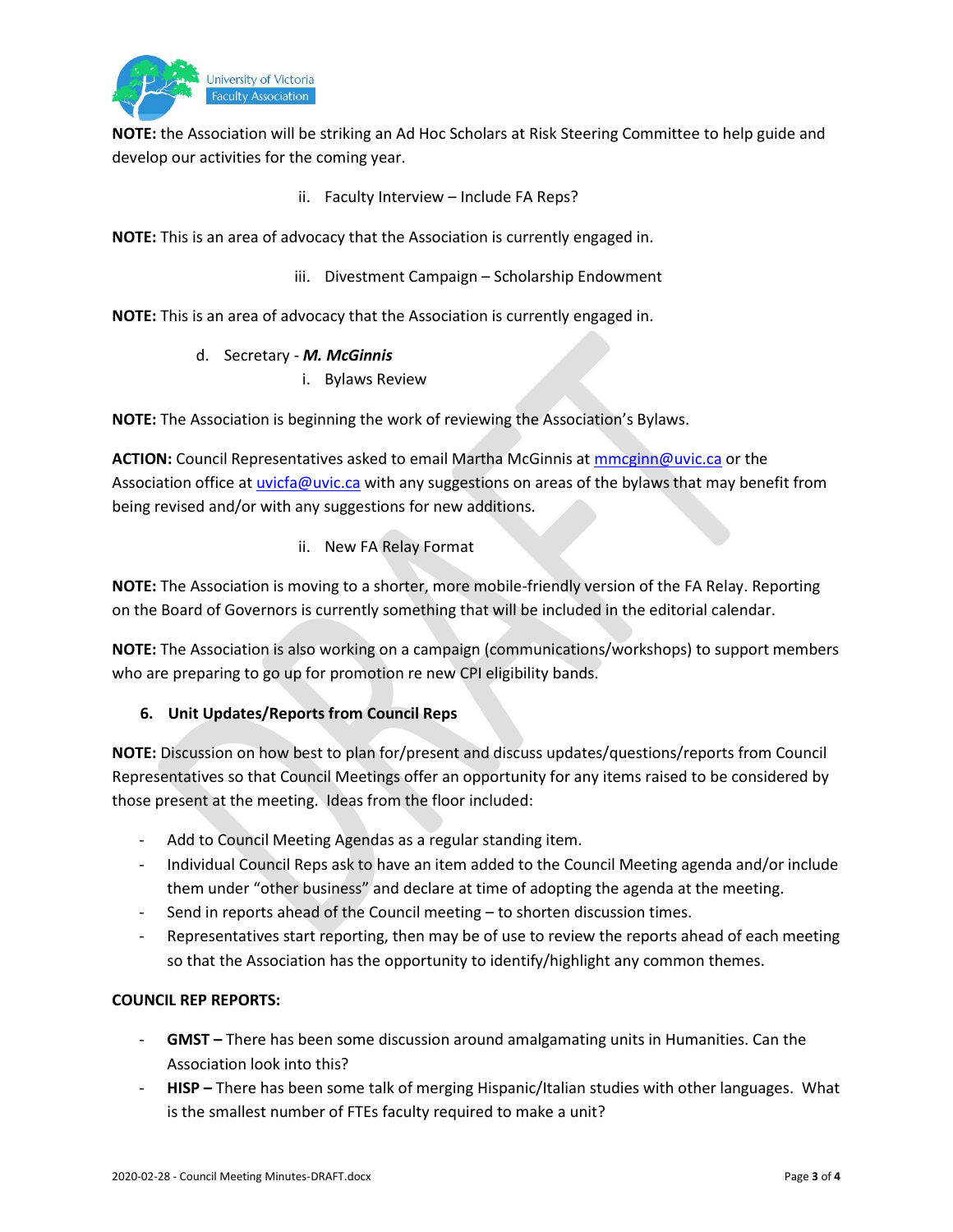**NOTE:** the Association will be striking an Ad Hoc Scholars at Risk Steering Committee to help guide and develop our activities for the coming year.

ii. Faculty Interview – Include FA Reps?

**NOTE:** This is an area of advocacy that the Association is currently engaged in.

iii. Divestment Campaign – Scholarship Endowment

**NOTE:** This is an area of advocacy that the Association is currently engaged in.

d. Secretary - ***M. McGinnis***

i. Bylaws Review

**NOTE:** The Association is beginning the work of reviewing the Association's Bylaws.

**ACTION:** Council Representatives asked to email Martha McGinnis at mmcginn@uvic.ca or the Association office at uvicfa@uvic.ca with any suggestions on areas of the bylaws that may benefit from being revised and/or with any suggestions for new additions.

ii. New FA Relay Format

**NOTE:** The Association is moving to a shorter, more mobile-friendly version of the FA Relay. Reporting on the Board of Governors is currently something that will be included in the editorial calendar.

**NOTE:** The Association is also working on a campaign (communications/workshops) to support members who are preparing to go up for promotion re new CPI eligibility bands.

## 6. Unit Updates/Reports from Council Reps

**NOTE:** Discussion on how best to plan for/present and discuss updates/questions/reports from Council Representatives so that Council Meetings offer an opportunity for any items raised to be considered by those present at the meeting. Ideas from the floor included:

- Add to Council Meeting Agendas as a regular standing item.
- Individual Council Reps ask to have an item added to the Council Meeting agenda and/or include them under "other business" and declare at time of adopting the agenda at the meeting.
- Send in reports ahead of the Council meeting – to shorten discussion times.
- Representatives start reporting, then may be of use to review the reports ahead of each meeting so that the Association has the opportunity to identify/highlight any common themes.

**COUNCIL REP REPORTS:**

- **GMST –** There has been some discussion around amalgamating units in Humanities. Can the Association look into this?
- **HISP –** There has been some talk of merging Hispanic/Italian studies with other languages. What is the smallest number of FTEs faculty required to make a unit?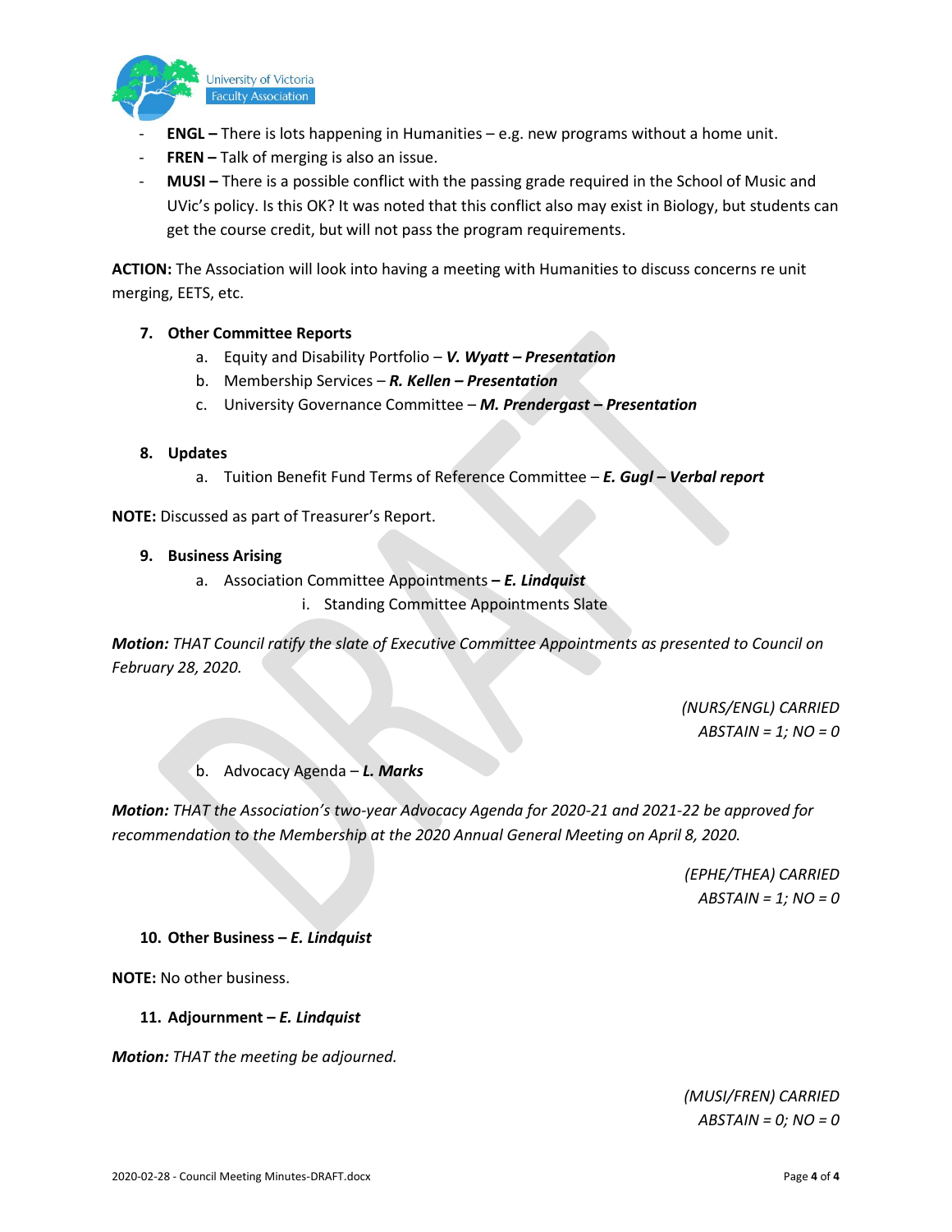- **ENGL –** There is lots happening in Humanities – e.g. new programs without a home unit.
- **FREN –** Talk of merging is also an issue.
- **MUSI –** There is a possible conflict with the passing grade required in the School of Music and UVic's policy. Is this OK? It was noted that this conflict also may exist in Biology, but students can get the course credit, but will not pass the program requirements.

**ACTION:** The Association will look into having a meeting with Humanities to discuss concerns re unit merging, EETS, etc.

7. **Other Committee Reports**
   a. Equity and Disability Portfolio – ***V. Wyatt – Presentation***
   b. Membership Services – ***R. Kellen – Presentation***
   c. University Governance Committee – ***M. Prendergast – Presentation***

8. **Updates**
   a. Tuition Benefit Fund Terms of Reference Committee – ***E. Gugl – Verbal report***

**NOTE:** Discussed as part of Treasurer's Report.

9. **Business Arising**
   a. Association Committee Appointments ***– E. Lindquist***
      i. Standing Committee Appointments Slate

***Motion:*** *THAT Council ratify the slate of Executive Committee Appointments as presented to Council on February 28, 2020.*

*(NURS/ENGL) CARRIED*
*ABSTAIN = 1; NO = 0*

   b. Advocacy Agenda – ***L. Marks***

***Motion:*** *THAT the Association's two-year Advocacy Agenda for 2020-21 and 2021-22 be approved for recommendation to the Membership at the 2020 Annual General Meeting on April 8, 2020.*

*(EPHE/THEA) CARRIED*
*ABSTAIN = 1; NO = 0*

10. **Other Business – *E. Lindquist***

**NOTE:** No other business.

11. **Adjournment – *E. Lindquist***

***Motion:*** *THAT the meeting be adjourned.*

*(MUSI/FREN) CARRIED*
*ABSTAIN = 0; NO = 0*